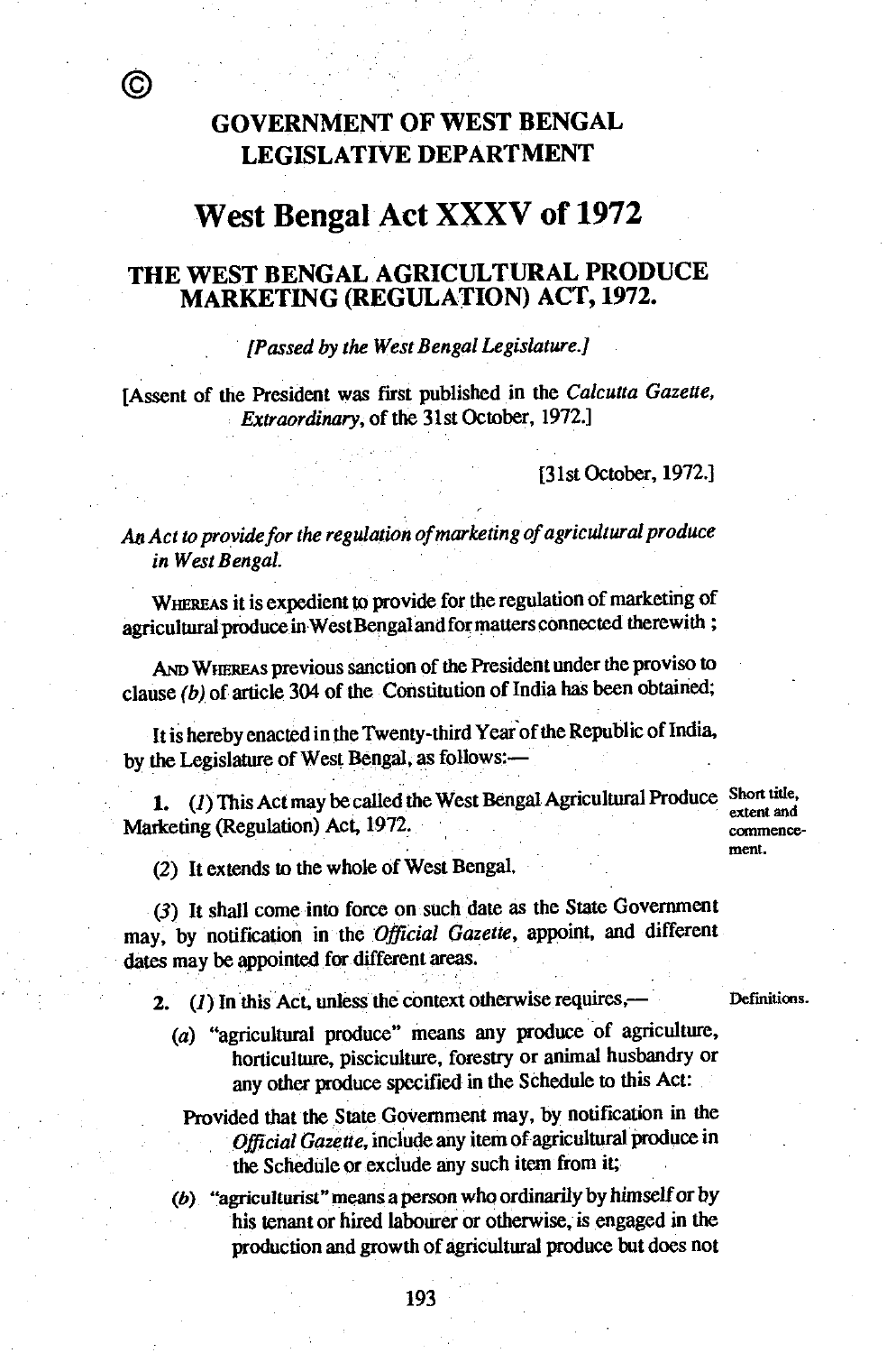©

# GOVERNMENT OF WEST BENGAL
## LEGISLATIVE DEPARTMENT

# West Bengal Act XXXV of 1972

## THE WEST BENGAL AGRICULTURAL PRODUCE MARKETING (REGULATION) ACT, 1972.

*[Passed by the West Bengal Legislature.]*

[Assent of the President was first published in the *Calcutta Gazette, Extraordinary*, of the 31st October, 1972.]

[31st October, 1972.]

*An Act to provide for the regulation of marketing of agricultural produce in West Bengal.*

WHEREAS it is expedient to provide for the regulation of marketing of agricultural produce in West Bengal and for matters connected therewith ;

AND WHEREAS previous sanction of the President under the proviso to clause *(b)* of article 304 of the Constitution of India has been obtained;

It is hereby enacted in the Twenty-third Year of the Republic of India, by the Legislature of West Bengal, as follows:—

**Short title, extent and commencement.**

1. *(1)* This Act may be called the West Bengal Agricultural Produce Marketing (Regulation) Act, 1972.

(2) It extends to the whole of West Bengal.

*(3)* It shall come into force on such date as the State Government may, by notification in the *Official Gazette*, appoint, and different dates may be appointed for different areas.

**Definitions.**

2. *(1)* In this Act, unless the context otherwise requires,—

*(a)* "agricultural produce" means any produce of agriculture, horticulture, pisciculture, forestry or animal husbandry or any other produce specified in the Schedule to this Act:

Provided that the State Government may, by notification in the *Official Gazette*, include any item of agricultural produce in the Schedule or exclude any such item from it;

*(b)* "agriculturist" means a person who ordinarily by himself or by his tenant or hired labourer or otherwise, is engaged in the production and growth of agricultural produce but does not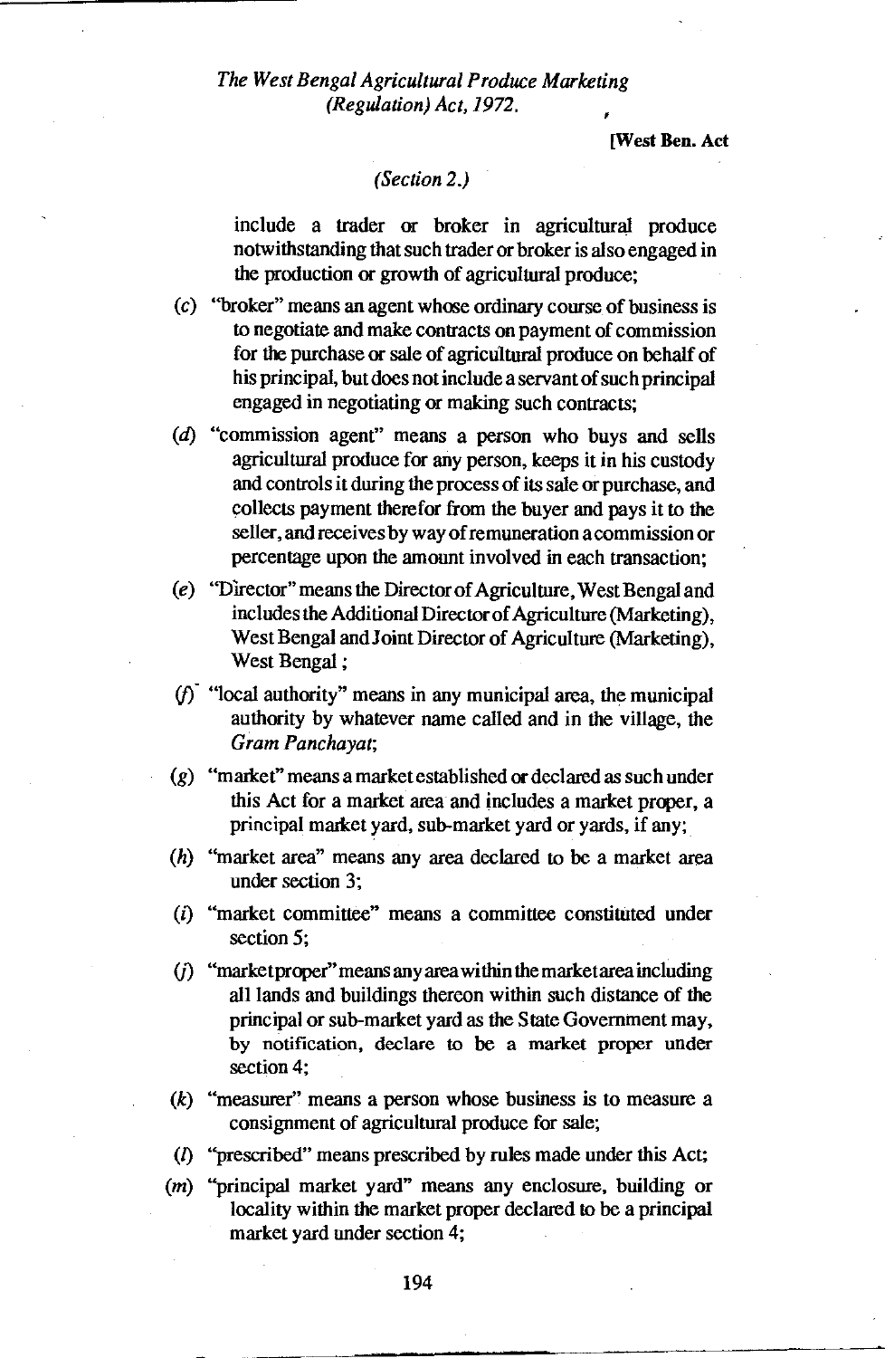include a trader or broker in agricultural produce notwithstanding that such trader or broker is also engaged in the production or growth of agricultural produce;

(c) "broker" means an agent whose ordinary course of business is to negotiate and make contracts on payment of commission for the purchase or sale of agricultural produce on behalf of his principal, but does not include a servant of such principal engaged in negotiating or making such contracts;

(d) "commission agent" means a person who buys and sells agricultural produce for any person, keeps it in his custody and controls it during the process of its sale or purchase, and collects payment therefor from the buyer and pays it to the seller, and receives by way of remuneration a commission or percentage upon the amount involved in each transaction;

(e) "Director" means the Director of Agriculture, West Bengal and includes the Additional Director of Agriculture (Marketing), West Bengal and Joint Director of Agriculture (Marketing), West Bengal;

(f) "local authority" means in any municipal area, the municipal authority by whatever name called and in the village, the *Gram Panchayat*;

(g) "market" means a market established or declared as such under this Act for a market area and includes a market proper, a principal market yard, sub-market yard or yards, if any;

(h) "market area" means any area declared to be a market area under section 3;

(i) "market committee" means a committee constituted under section 5;

(j) "market proper" means any area within the market area including all lands and buildings thereon within such distance of the principal or sub-market yard as the State Government may, by notification, declare to be a market proper under section 4;

(k) "measurer" means a person whose business is to measure a consignment of agricultural produce for sale;

(l) "prescribed" means prescribed by rules made under this Act;

(m) "principal market yard" means any enclosure, building or locality within the market proper declared to be a principal market yard under section 4;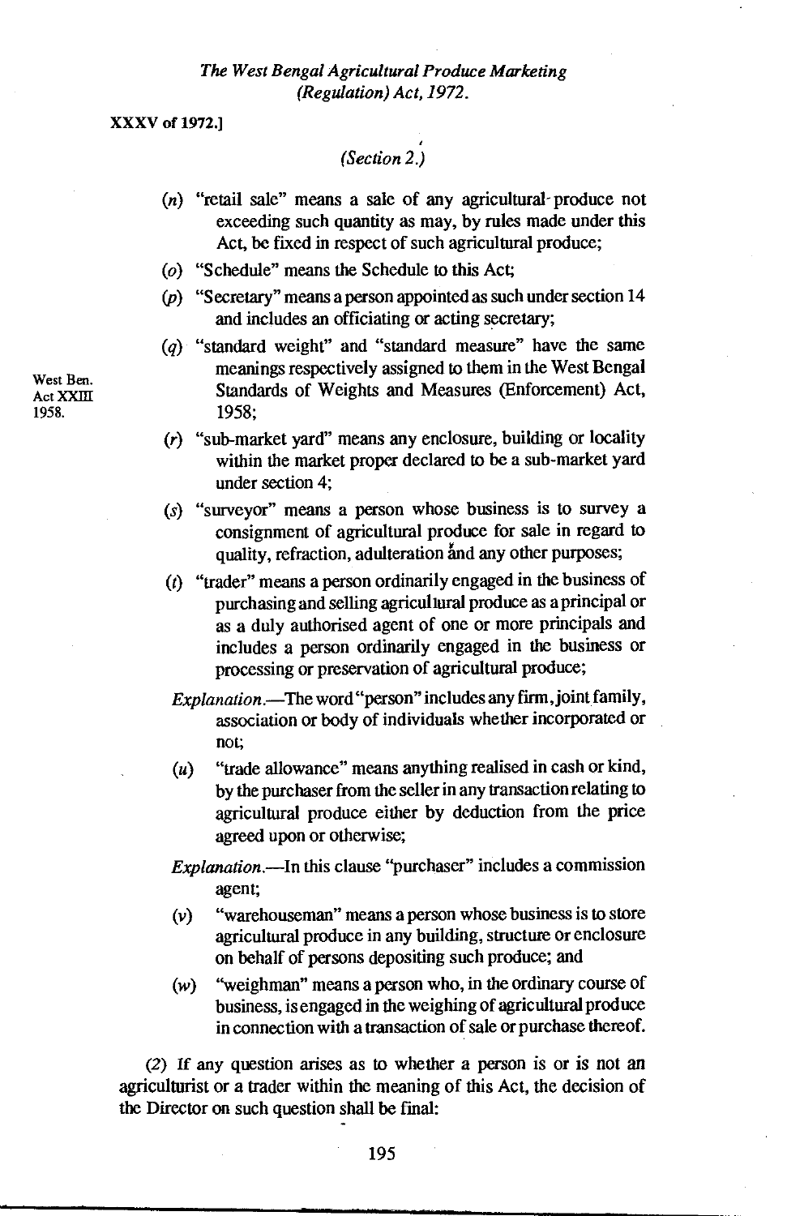XXXV of 1972.]

*(Section 2.)*

(*n*) "retail sale" means a sale of any agricultural produce not exceeding such quantity as may, by rules made under this Act, be fixed in respect of such agricultural produce;

(*o*) "Schedule" means the Schedule to this Act;

(*p*) "Secretary" means a person appointed as such under section 14 and includes an officiating or acting secretary;

(*q*) "standard weight" and "standard measure" have the same meanings respectively assigned to them in the West Bengal Standards of Weights and Measures (Enforcement) Act, 1958;

West Ben. Act XXIII 1958.

(*r*) "sub-market yard" means any enclosure, building or locality within the market proper declared to be a sub-market yard under section 4;

(*s*) "surveyor" means a person whose business is to survey a consignment of agricultural produce for sale in regard to quality, refraction, adulteration and any other purposes;

(*t*) "trader" means a person ordinarily engaged in the business of purchasing and selling agricultural produce as a principal or as a duly authorised agent of one or more principals and includes a person ordinarily engaged in the business or processing or preservation of agricultural produce;

*Explanation*.—The word "person" includes any firm, joint family, association or body of individuals whether incorporated or not;

(*u*) "trade allowance" means anything realised in cash or kind, by the purchaser from the seller in any transaction relating to agricultural produce either by deduction from the price agreed upon or otherwise;

*Explanation*.—In this clause "purchaser" includes a commission agent;

(*v*) "warehouseman" means a person whose business is to store agricultural produce in any building, structure or enclosure on behalf of persons depositing such produce; and

(*w*) "weighman" means a person who, in the ordinary course of business, is engaged in the weighing of agricultural produce in connection with a transaction of sale or purchase thereof.

(*2*) If any question arises as to whether a person is or is not an agriculturist or a trader within the meaning of this Act, the decision of the Director on such question shall be final: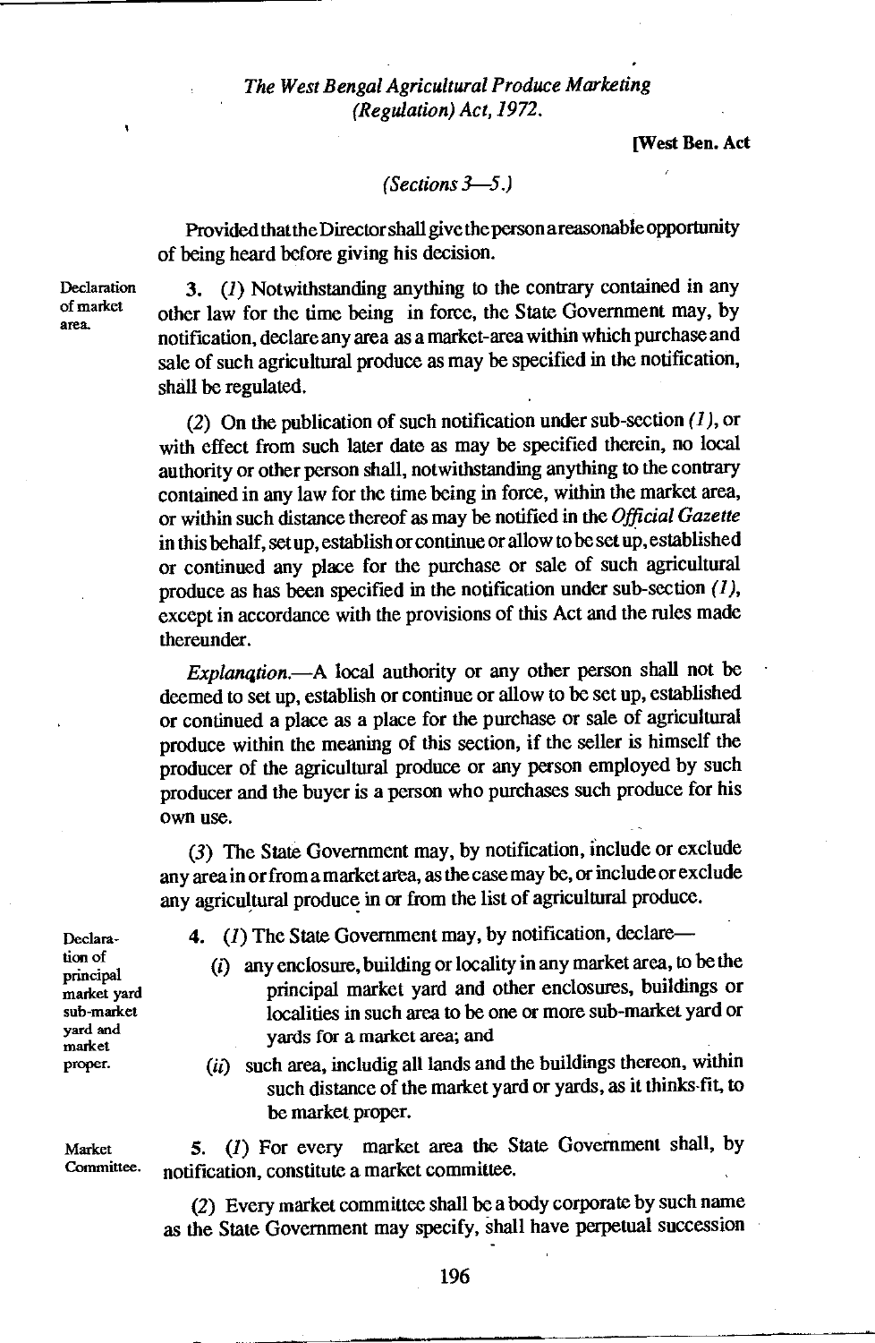Provided that the Director shall give the person a reasonable opportunity of being heard before giving his decision.

Declaration of market area.

**3.** *(1)* Notwithstanding anything to the contrary contained in any other law for the time being in force, the State Government may, by notification, declare any area as a market-area within which purchase and sale of such agricultural produce as may be specified in the notification, shall be regulated.

(2) On the publication of such notification under sub-section *(1)*, or with effect from such later date as may be specified therein, no local authority or other person shall, notwithstanding anything to the contrary contained in any law for the time being in force, within the market area, or within such distance thereof as may be notified in the *Official Gazette* in this behalf, set up, establish or continue or allow to be set up, established or continued any place for the purchase or sale of such agricultural produce as has been specified in the notification under sub-section *(1)*, except in accordance with the provisions of this Act and the rules made thereunder.

*Explanation.*—A local authority or any other person shall not be deemed to set up, establish or continue or allow to be set up, established or continued a place as a place for the purchase or sale of agricultural produce within the meaning of this section, if the seller is himself the producer of the agricultural produce or any person employed by such producer and the buyer is a person who purchases such produce for his own use.

(3) The State Government may, by notification, include or exclude any area in or from a market area, as the case may be, or include or exclude any agricultural produce in or from the list of agricultural produce.

Declaration of principal market yard sub-market yard and market proper.

**4.** *(1)* The State Government may, by notification, declare—

*(i)* any enclosure, building or locality in any market area, to be the principal market yard and other enclosures, buildings or localities in such area to be one or more sub-market yard or yards for a market area; and

*(ii)* such area, includig all lands and the buildings thereon, within such distance of the market yard or yards, as it thinks fit, to be market proper.

Market Committee.

**5.** *(1)* For every market area the State Government shall, by notification, constitute a market committee.

(2) Every market committee shall be a body corporate by such name as the State Government may specify, shall have perpetual succession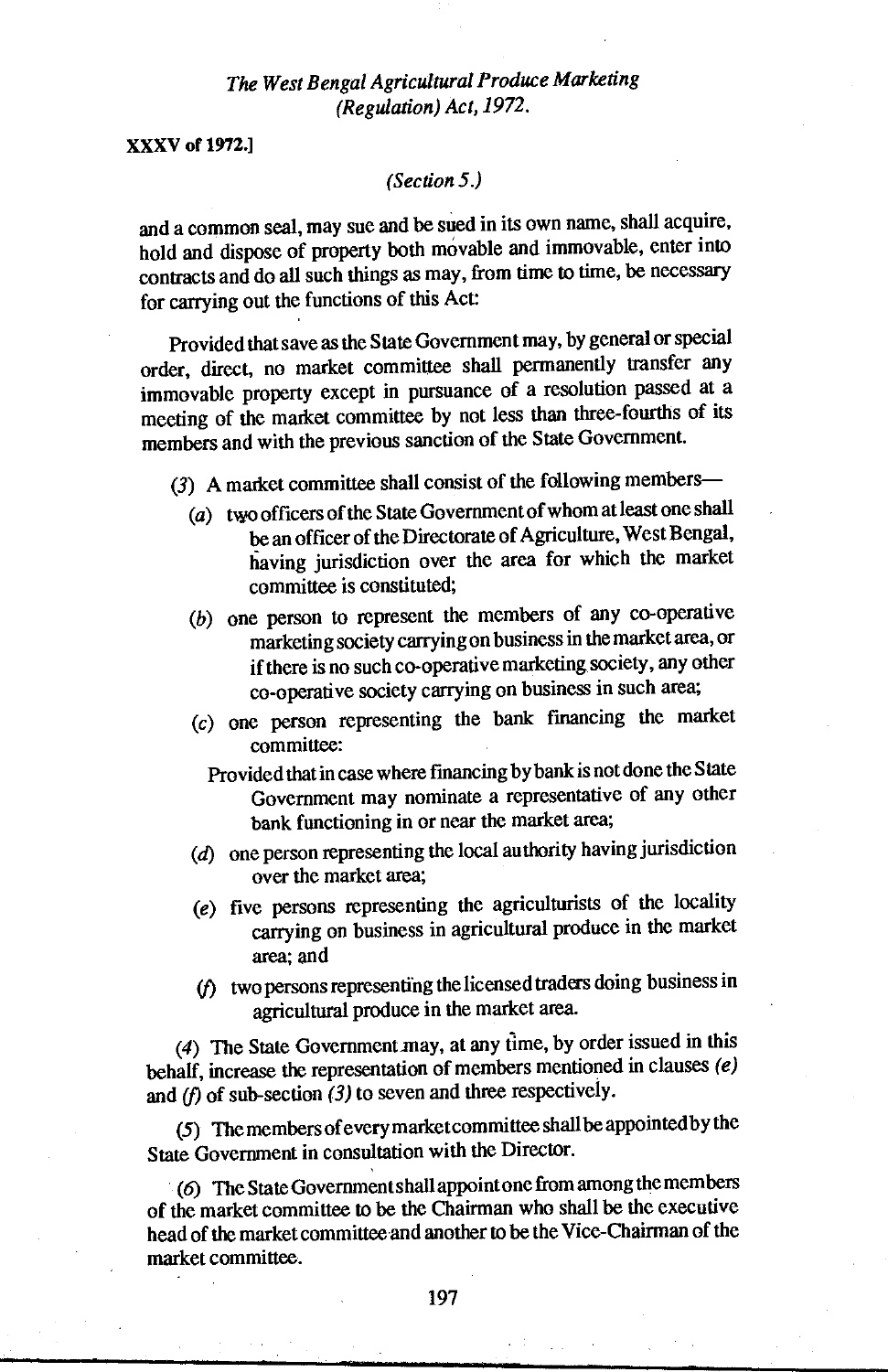and a common seal, may sue and be sued in its own name, shall acquire, hold and dispose of property both movable and immovable, enter into contracts and do all such things as may, from time to time, be necessary for carrying out the functions of this Act:

Provided that save as the State Government may, by general or special order, direct, no market committee shall permanently transfer any immovable property except in pursuance of a resolution passed at a meeting of the market committee by not less than three-fourths of its members and with the previous sanction of the State Government.

(3) A market committee shall consist of the following members—

(a) two officers of the State Government of whom at least one shall be an officer of the Directorate of Agriculture, West Bengal, having jurisdiction over the area for which the market committee is constituted;

(b) one person to represent the members of any co-operative marketing society carrying on business in the market area, or if there is no such co-operative marketing society, any other co-operative society carrying on business in such area;

(c) one person representing the bank financing the market committee:

Provided that in case where financing by bank is not done the State Government may nominate a representative of any other bank functioning in or near the market area;

(d) one person representing the local authority having jurisdiction over the market area;

(e) five persons representing the agriculturists of the locality carrying on business in agricultural produce in the market area; and

(f) two persons representing the licensed traders doing business in agricultural produce in the market area.

(4) The State Government may, at any time, by order issued in this behalf, increase the representation of members mentioned in clauses *(e)* and *(f)* of sub-section *(3)* to seven and three respectively.

(5) The members of every market committee shall be appointed by the State Government in consultation with the Director.

(6) The State Government shall appoint one from among the members of the market committee to be the Chairman who shall be the executive head of the market committee and another to be the Vice-Chairman of the market committee.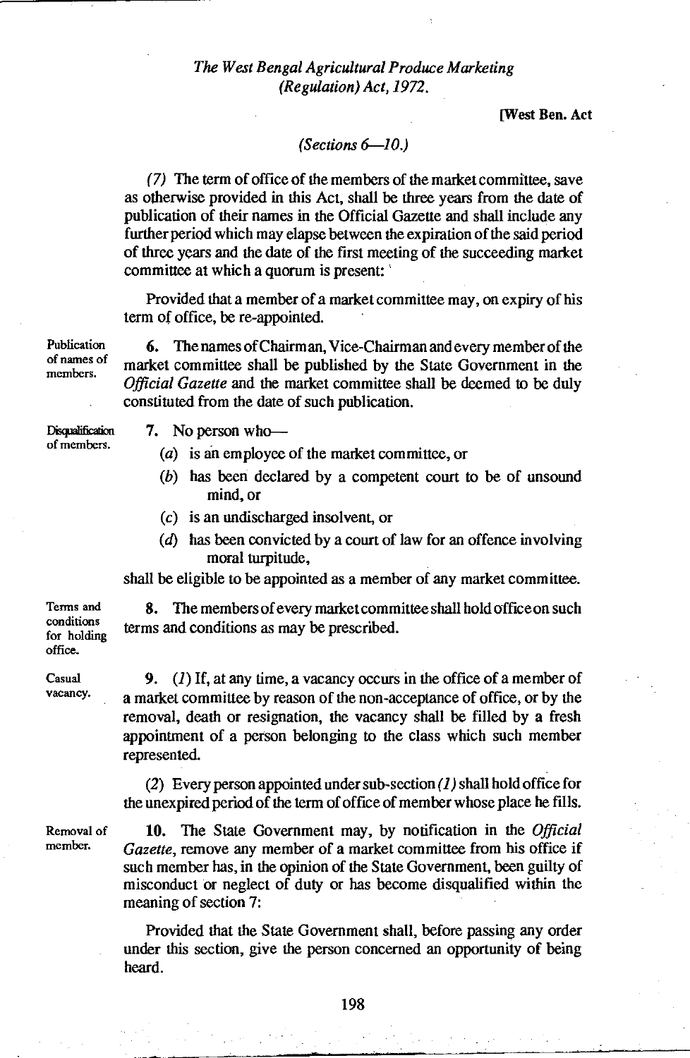(7) The term of office of the members of the market committee, save as otherwise provided in this Act, shall be three years from the date of publication of their names in the Official Gazette and shall include any further period which may elapse between the expiration of the said period of three years and the date of the first meeting of the succeeding market committee at which a quorum is present:

Provided that a member of a market committee may, on expiry of his term of office, be re-appointed.

*Publication of names of members.*

**6.** The names of Chairman, Vice-Chairman and every member of the market committee shall be published by the State Government in the *Official Gazette* and the market committee shall be deemed to be duly constituted from the date of such publication.

*Disqualification of members.*

**7.** No person who—

(*a*) is an employee of the market committee, or

(*b*) has been declared by a competent court to be of unsound mind, or

(*c*) is an undischarged insolvent, or

(*d*) has been convicted by a court of law for an offence involving moral turpitude,

shall be eligible to be appointed as a member of any market committee.

*Terms and conditions for holding office.*

**8.** The members of every market committee shall hold office on such terms and conditions as may be prescribed.

*Casual vacancy.*

**9.** (*1*) If, at any time, a vacancy occurs in the office of a member of a market committee by reason of the non-acceptance of office, or by the removal, death or resignation, the vacancy shall be filled by a fresh appointment of a person belonging to the class which such member represented.

(*2*) Every person appointed under sub-section (*1*) shall hold office for the unexpired period of the term of office of member whose place he fills.

*Removal of member.*

**10.** The State Government may, by notification in the *Official Gazette*, remove any member of a market committee from his office if such member has, in the opinion of the State Government, been guilty of misconduct or neglect of duty or has become disqualified within the meaning of section 7:

Provided that the State Government shall, before passing any order under this section, give the person concerned an opportunity of being heard.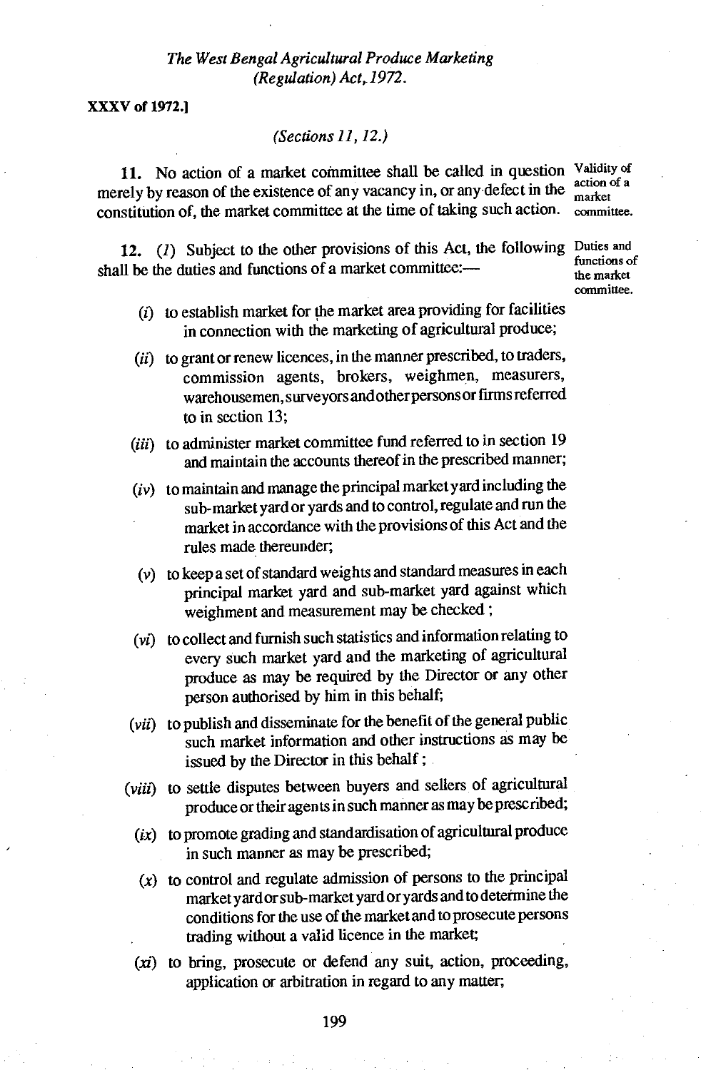*(Sections 11, 12.)*

**11.** No action of a market committee shall be called in question merely by reason of the existence of any vacancy in, or any defect in the constitution of, the market committee at the time of taking such action.

*Validity of action of a market committee.*

**12.** (*1*) Subject to the other provisions of this Act, the following shall be the duties and functions of a market committee:—

*Duties and functions of the market committee.*

(*i*) to establish market for the market area providing for facilities in connection with the marketing of agricultural produce;

(*ii*) to grant or renew licences, in the manner prescribed, to traders, commission agents, brokers, weighmen, measurers, warehousemen, surveyors and other persons or firms referred to in section 13;

(*iii*) to administer market committee fund referred to in section 19 and maintain the accounts thereof in the prescribed manner;

(*iv*) to maintain and manage the principal market yard including the sub-market yard or yards and to control, regulate and run the market in accordance with the provisions of this Act and the rules made thereunder;

(*v*) to keep a set of standard weights and standard measures in each principal market yard and sub-market yard against which weighment and measurement may be checked;

(*vi*) to collect and furnish such statistics and information relating to every such market yard and the marketing of agricultural produce as may be required by the Director or any other person authorised by him in this behalf;

(*vii*) to publish and disseminate for the benefit of the general public such market information and other instructions as may be issued by the Director in this behalf;

(*viii*) to settle disputes between buyers and sellers of agricultural produce or their agents in such manner as may be prescribed;

(*ix*) to promote grading and standardisation of agricultural produce in such manner as may be prescribed;

(*x*) to control and regulate admission of persons to the principal market yard or sub-market yard or yards and to determine the conditions for the use of the market and to prosecute persons trading without a valid licence in the market;

(*xi*) to bring, prosecute or defend any suit, action, proceeding, application or arbitration in regard to any matter;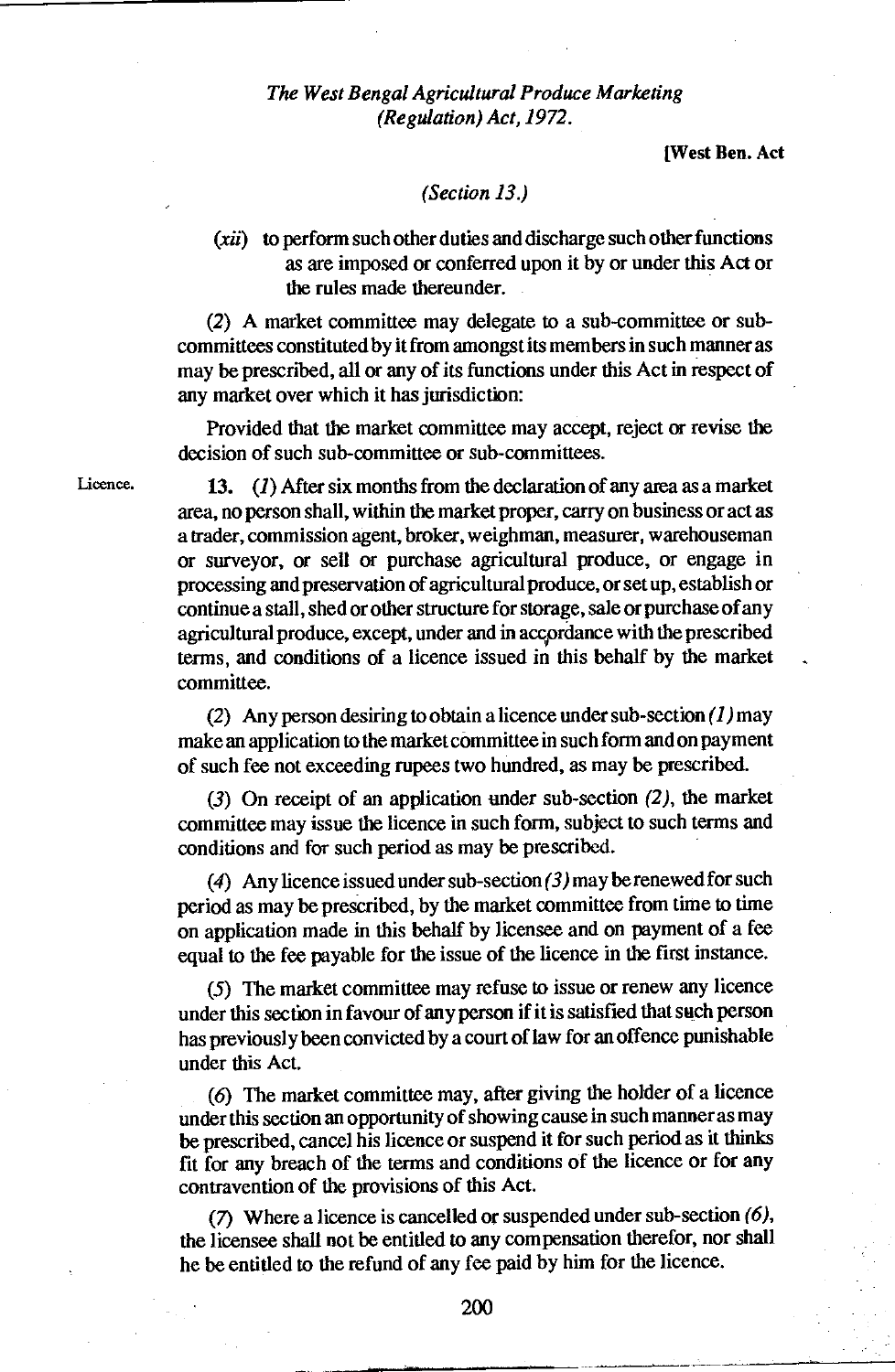(Section 13.)

(*xii*) to perform such other duties and discharge such other functions as are imposed or conferred upon it by or under this Act or the rules made thereunder.

(2) A market committee may delegate to a sub-committee or sub-committees constituted by it from amongst its members in such manner as may be prescribed, all or any of its functions under this Act in respect of any market over which it has jurisdiction:

Provided that the market committee may accept, reject or revise the decision of such sub-committee or sub-committees.

Licence.

**13.** (*1*) After six months from the declaration of any area as a market area, no person shall, within the market proper, carry on business or act as a trader, commission agent, broker, weighman, measurer, warehouseman or surveyor, or sell or purchase agricultural produce, or engage in processing and preservation of agricultural produce, or set up, establish or continue a stall, shed or other structure for storage, sale or purchase of any agricultural produce, except, under and in accordance with the prescribed terms, and conditions of a licence issued in this behalf by the market committee.

(*2*) Any person desiring to obtain a licence under sub-section (*1*) may make an application to the market committee in such form and on payment of such fee not exceeding rupees two hundred, as may be prescribed.

(*3*) On receipt of an application under sub-section (*2*), the market committee may issue the licence in such form, subject to such terms and conditions and for such period as may be prescribed.

(*4*) Any licence issued under sub-section (*3*) may be renewed for such period as may be prescribed, by the market committee from time to time on application made in this behalf by licensee and on payment of a fee equal to the fee payable for the issue of the licence in the first instance.

(*5*) The market committee may refuse to issue or renew any licence under this section in favour of any person if it is satisfied that such person has previously been convicted by a court of law for an offence punishable under this Act.

(*6*) The market committee may, after giving the holder of a licence under this section an opportunity of showing cause in such manner as may be prescribed, cancel his licence or suspend it for such period as it thinks fit for any breach of the terms and conditions of the licence or for any contravention of the provisions of this Act.

(*7*) Where a licence is cancelled or suspended under sub-section (*6*), the licensee shall not be entitled to any compensation therefor, nor shall he be entitled to the refund of any fee paid by him for the licence.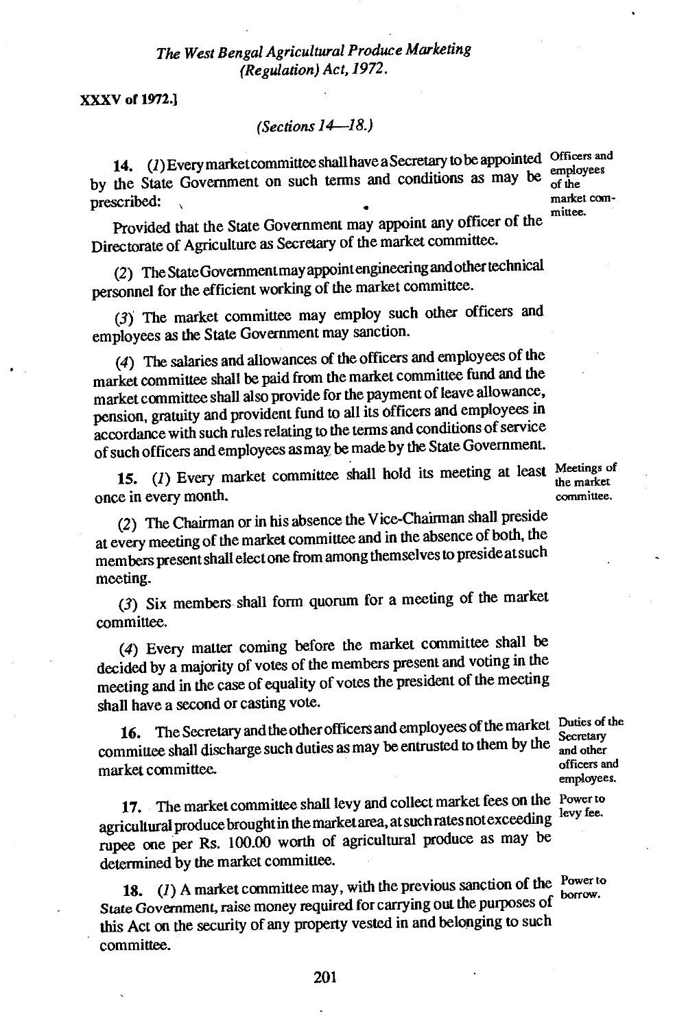*(Sections 14—18.)*

**14.** (*1*) Every market committee shall have a Secretary to be appointed by the State Government on such terms and conditions as may be prescribed: *Officers and employees of the market committee.*

Provided that the State Government may appoint any officer of the Directorate of Agriculture as Secretary of the market committee.

(*2*) The State Government may appoint engineering and other technical personnel for the efficient working of the market committee.

(*3*) The market committee may employ such other officers and employees as the State Government may sanction.

(*4*) The salaries and allowances of the officers and employees of the market committee shall be paid from the market committee fund and the market committee shall also provide for the payment of leave allowance, pension, gratuity and provident fund to all its officers and employees in accordance with such rules relating to the terms and conditions of service of such officers and employees as may be made by the State Government.

**15.** (*1*) Every market committee shall hold its meeting at least once in every month. *Meetings of the market committee.*

(*2*) The Chairman or in his absence the Vice-Chairman shall preside at every meeting of the market committee and in the absence of both, the members present shall elect one from among themselves to preside at such meeting.

(*3*) Six members shall form quorum for a meeting of the market committee.

(*4*) Every matter coming before the market committee shall be decided by a majority of votes of the members present and voting in the meeting and in the case of equality of votes the president of the meeting shall have a second or casting vote.

**16.** The Secretary and the other officers and employees of the market committee shall discharge such duties as may be entrusted to them by the market committee. *Duties of the Secretary and other officers and employees.*

**17.** The market committee shall levy and collect market fees on the agricultural produce brought in the market area, at such rates not exceeding rupee one per Rs. 100.00 worth of agricultural produce as may be determined by the market committee. *Power to levy fee.*

**18.** (*1*) A market committee may, with the previous sanction of the State Government, raise money required for carrying out the purposes of this Act on the security of any property vested in and belonging to such committee. *Power to borrow.*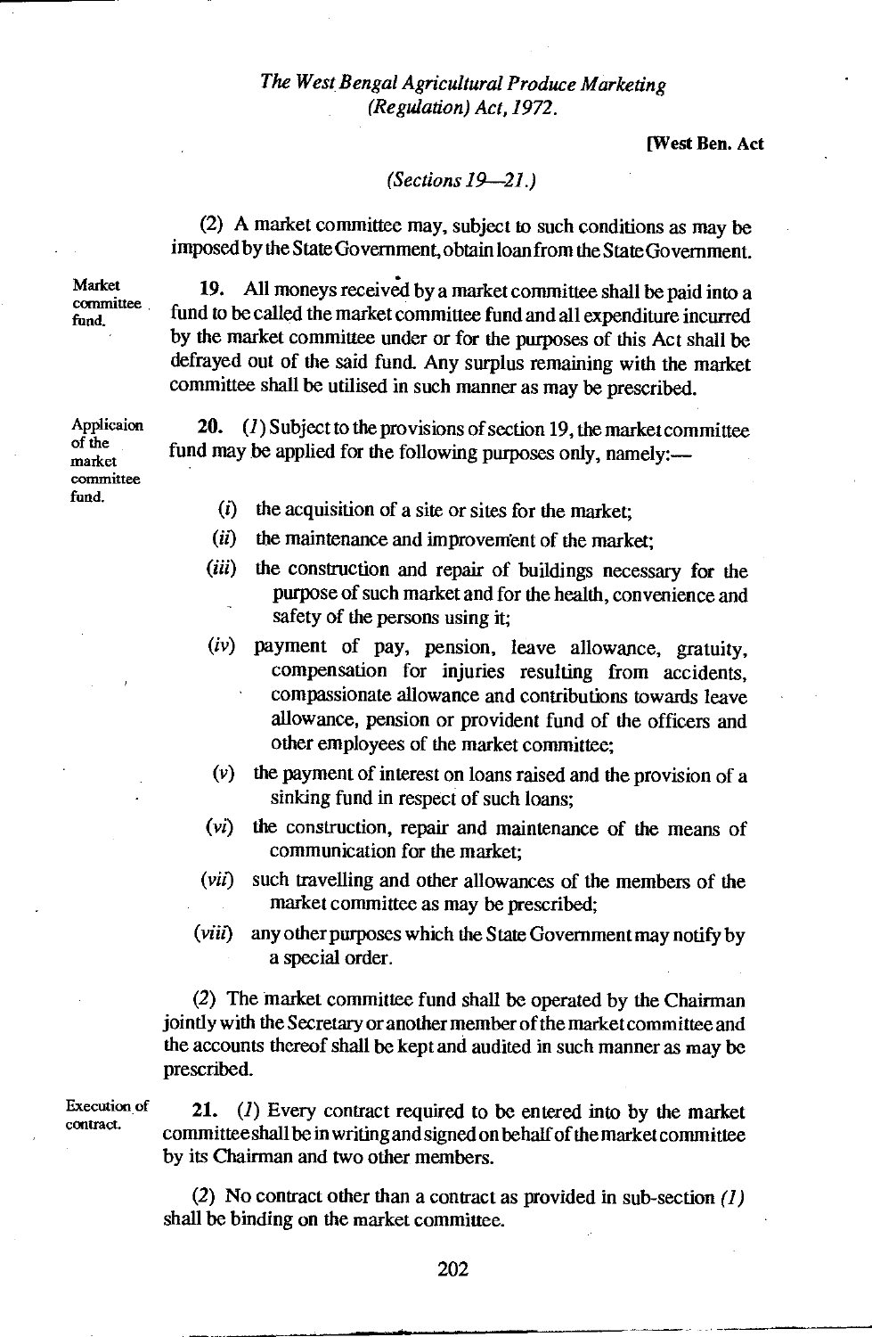(2) A market committee may, subject to such conditions as may be imposed by the State Government, obtain loan from the State Government.

**Market committee fund.**

**19.** All moneys received by a market committee shall be paid into a fund to be called the market committee fund and all expenditure incurred by the market committee under or for the purposes of this Act shall be defrayed out of the said fund. Any surplus remaining with the market committee shall be utilised in such manner as may be prescribed.

**Applicaion of the market committee fund.**

**20.** *(1)* Subject to the provisions of section 19, the market committee fund may be applied for the following purposes only, namely:—

*(i)* the acquisition of a site or sites for the market;

*(ii)* the maintenance and improvement of the market;

*(iii)* the construction and repair of buildings necessary for the purpose of such market and for the health, convenience and safety of the persons using it;

*(iv)* payment of pay, pension, leave allowance, gratuity, compensation for injuries resulting from accidents, compassionate allowance and contributions towards leave allowance, pension or provident fund of the officers and other employees of the market committee;

*(v)* the payment of interest on loans raised and the provision of a sinking fund in respect of such loans;

*(vi)* the construction, repair and maintenance of the means of communication for the market;

*(vii)* such travelling and other allowances of the members of the market committee as may be prescribed;

*(viii)* any other purposes which the State Government may notify by a special order.

*(2)* The market committee fund shall be operated by the Chairman jointly with the Secretary or another member of the market committee and the accounts thereof shall be kept and audited in such manner as may be prescribed.

**Execution of contract.**

**21.** *(1)* Every contract required to be entered into by the market committee shall be in writing and signed on behalf of the market committee by its Chairman and two other members.

*(2)* No contract other than a contract as provided in sub-section *(1)* shall be binding on the market committee.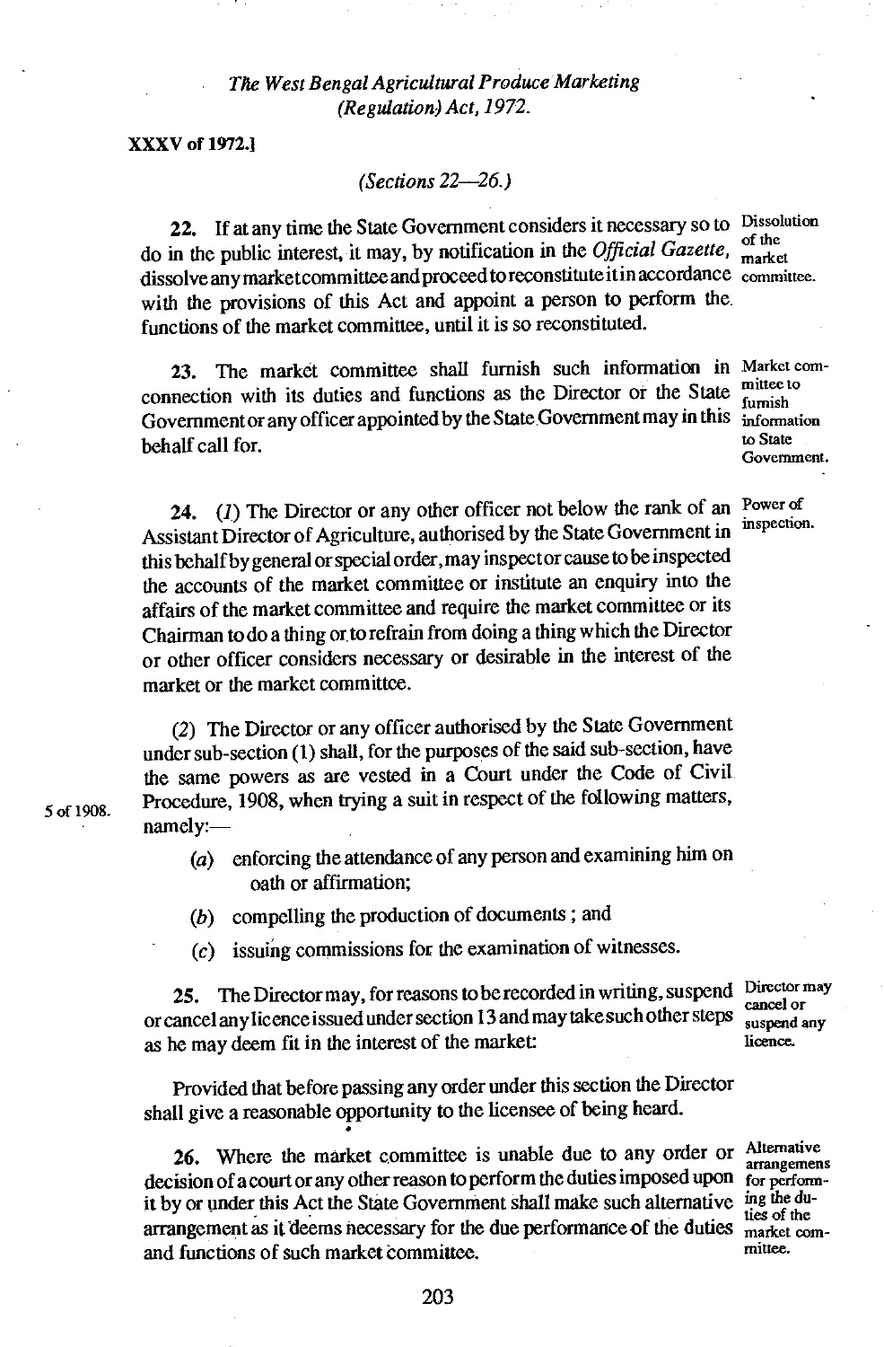*The West Bengal Agricultural Produce Marketing (Regulation) Act, 1972.*

**XXXV of 1972.]**

*(Sections 22—26.)*

Dissolution of the market committee.

**22.** If at any time the State Government considers it necessary so to do in the public interest, it may, by notification in the *Official Gazette,* dissolve any market committee and proceed to reconstitute it in accordance with the provisions of this Act and appoint a person to perform the functions of the market committee, until it is so reconstituted.

Market committee to furnish information to State Government.

**23.** The market committee shall furnish such information in connection with its duties and functions as the Director or the State Government or any officer appointed by the State Government may in this behalf call for.

Power of inspection.

**24.** *(1)* The Director or any other officer not below the rank of an Assistant Director of Agriculture, authorised by the State Government in this behalf by general or special order, may inspect or cause to be inspected the accounts of the market committee or institute an enquiry into the affairs of the market committee and require the market committee or its Chairman to do a thing or to refrain from doing a thing which the Director or other officer considers necessary or desirable in the interest of the market or the market committee.

*(2)* The Director or any officer authorised by the State Government under sub-section (1) shall, for the purposes of the said sub-section, have the same powers as are vested in a Court under the Code of Civil Procedure, 1908, when trying a suit in respect of the following matters, namely:—

5 of 1908.

- *(a)* enforcing the attendance of any person and examining him on oath or affirmation;
- *(b)* compelling the production of documents ; and
- *(c)* issuing commissions for the examination of witnesses.

Director may cancel or suspend any licence.

**25.** The Director may, for reasons to be recorded in writing, suspend or cancel any licence issued under section 13 and may take such other steps as he may deem fit in the interest of the market:

Provided that before passing any order under this section the Director shall give a reasonable opportunity to the licensee of being heard.

Alternative arrangemens for performing the duties of the market committee.

**26.** Where the market committee is unable due to any order or decision of a court or any other reason to perform the duties imposed upon it by or under this Act the State Government shall make such alternative arrangement as it deems necessary for the due performance of the duties and functions of such market committee.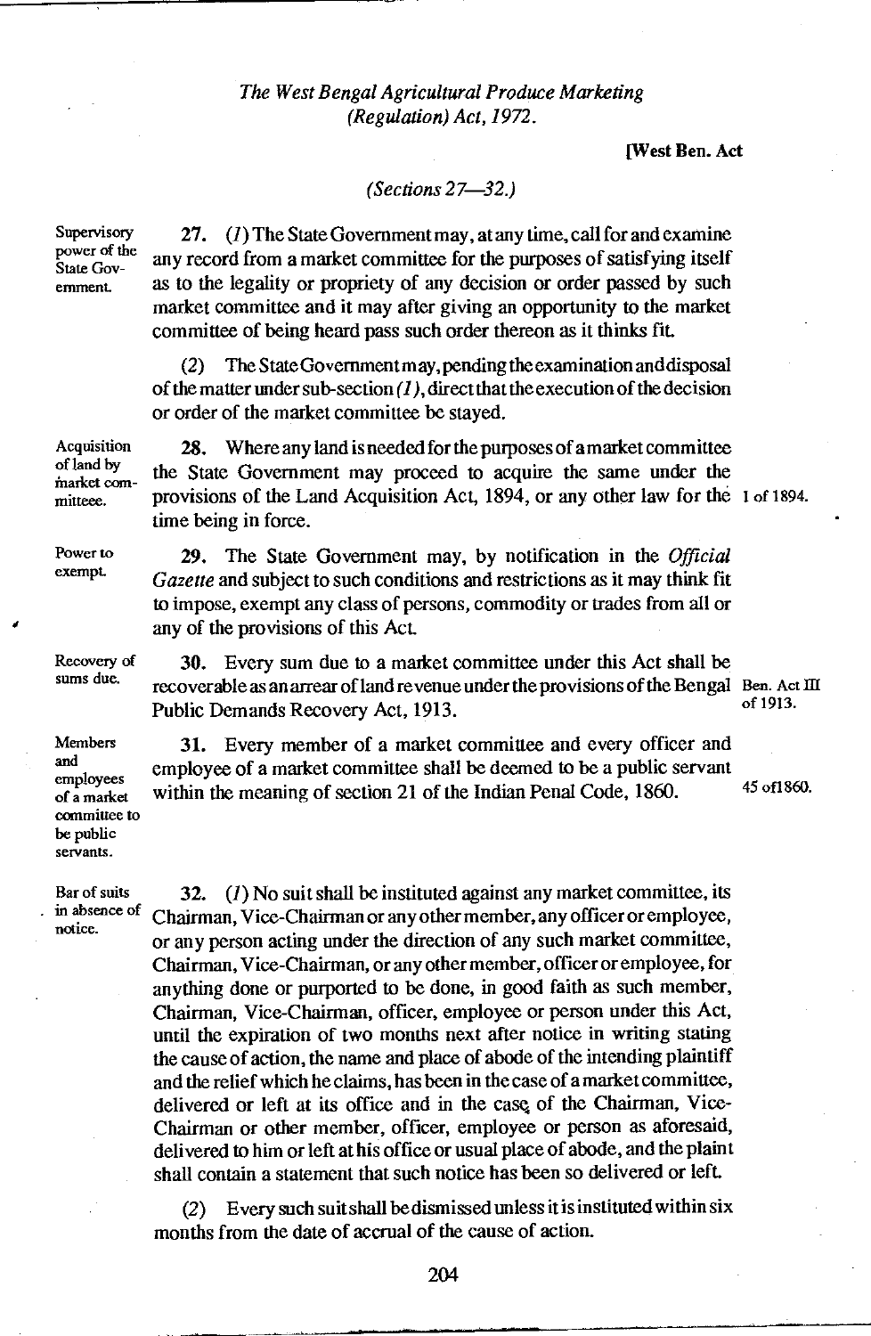*(Sections 27—32.)*

**Supervisory power of the State Government.**

**27.** *(1)* The State Government may, at any time, call for and examine any record from a market committee for the purposes of satisfying itself as to the legality or propriety of any decision or order passed by such market committee and it may after giving an opportunity to the market committee of being heard pass such order thereon as it thinks fit.

*(2)* The State Government may, pending the examination and disposal of the matter under sub-section *(1)*, direct that the execution of the decision or order of the market committee be stayed.

**Acquisition of land by market committeee.**

**28.** Where any land is needed for the purposes of a market committee the State Government may proceed to acquire the same under the provisions of the Land Acquisition Act, 1894, or any other law for the time being in force. (1 of 1894.)

**Power to exempt.**

**29.** The State Government may, by notification in the *Official Gazette* and subject to such conditions and restrictions as it may think fit to impose, exempt any class of persons, commodity or trades from all or any of the provisions of this Act.

**Recovery of sums due.**

**30.** Every sum due to a market committee under this Act shall be recoverable as an arrear of land revenue under the provisions of the Bengal Public Demands Recovery Act, 1913. (Ben. Act III of 1913.)

**Members and employees of a market committee to be public servants.**

**31.** Every member of a market committee and every officer and employee of a market committee shall be deemed to be a public servant within the meaning of section 21 of the Indian Penal Code, 1860. (45 of1860.)

**Bar of suits in absence of notice.**

**32.** *(1)* No suit shall be instituted against any market committee, its Chairman, Vice-Chairman or any other member, any officer or employee, or any person acting under the direction of any such market committee, Chairman, Vice-Chairman, or any other member, officer or employee, for anything done or purported to be done, in good faith as such member, Chairman, Vice-Chairman, officer, employee or person under this Act, until the expiration of two months next after notice in writing stating the cause of action, the name and place of abode of the intending plaintiff and the relief which he claims, has been in the case of a market committee, delivered or left at its office and in the case of the Chairman, Vice-Chairman or other member, officer, employee or person as aforesaid, delivered to him or left at his office or usual place of abode, and the plaint shall contain a statement that such notice has been so delivered or left.

*(2)* Every such suit shall be dismissed unless it is instituted within six months from the date of accrual of the cause of action.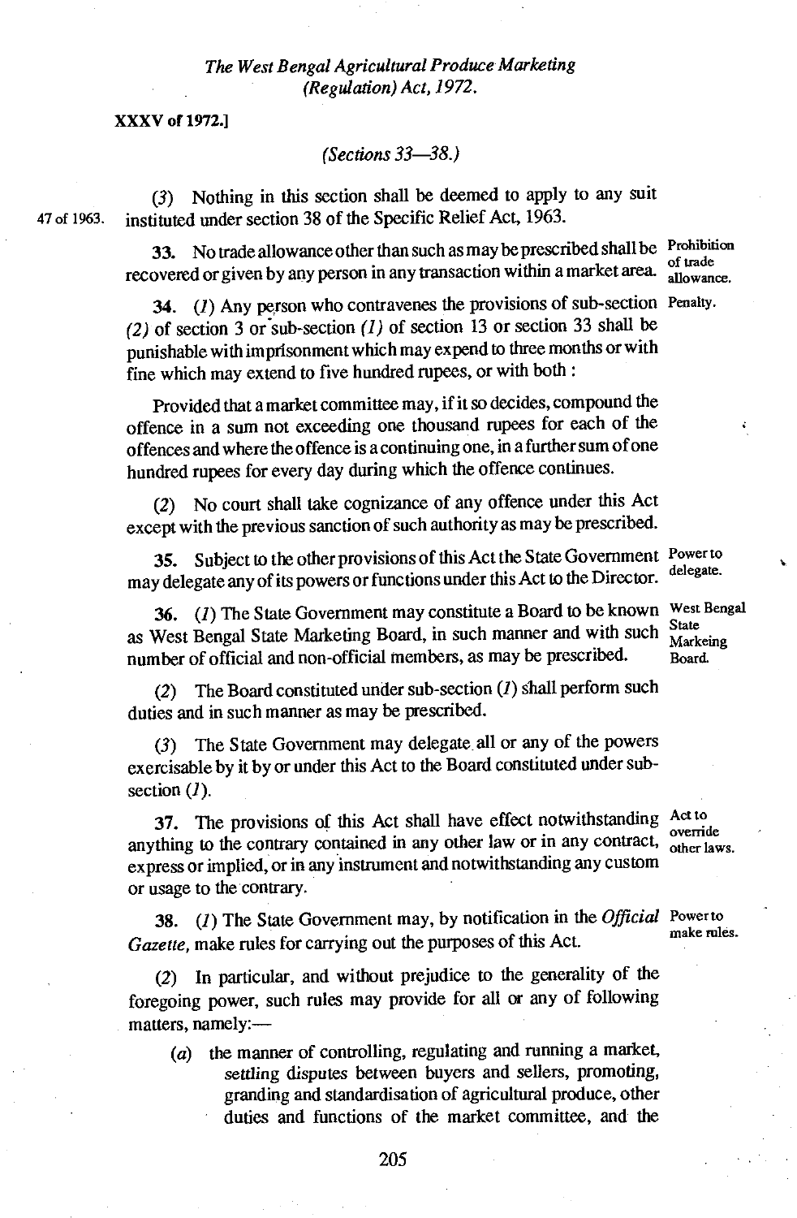(3) Nothing in this section shall be deemed to apply to any suit instituted under section 38 of the Specific Relief Act, 1963. (47 of 1963.)

**33.** No trade allowance other than such as may be prescribed shall be recovered or given by any person in any transaction within a market area. *Prohibition of trade allowance.*

**34.** (1) Any person who contravenes the provisions of sub-section (2) of section 3 or sub-section (1) of section 13 or section 33 shall be punishable with imprisonment which may expend to three months or with fine which may extend to five hundred rupees, or with both : *Penalty.*

Provided that a market committee may, if it so decides, compound the offence in a sum not exceeding one thousand rupees for each of the offences and where the offence is a continuing one, in a further sum of one hundred rupees for every day during which the offence continues.

(2) No court shall take cognizance of any offence under this Act except with the previous sanction of such authority as may be prescribed.

**35.** Subject to the other provisions of this Act the State Government may delegate any of its powers or functions under this Act to the Director. *Power to delegate.*

**36.** (1) The State Government may constitute a Board to be known as West Bengal State Marketing Board, in such manner and with such number of official and non-official members, as may be prescribed. *West Bengal State Markeing Board.*

(2) The Board constituted under sub-section (1) shall perform such duties and in such manner as may be prescribed.

(3) The State Government may delegate all or any of the powers exercisable by it by or under this Act to the Board constituted under sub-section (1).

**37.** The provisions of this Act shall have effect notwithstanding anything to the contrary contained in any other law or in any contract, express or implied, or in any instrument and notwithstanding any custom or usage to the contrary. *Act to override other laws.*

**38.** (1) The State Government may, by notification in the *Official Gazette*, make rules for carrying out the purposes of this Act. *Power to make rules.*

(2) In particular, and without prejudice to the generality of the foregoing power, such rules may provide for all or any of following matters, namely:—

(a) the manner of controlling, regulating and running a market, settling disputes between buyers and sellers, promoting, granding and standardisation of agricultural produce, other duties and functions of the market committee, and the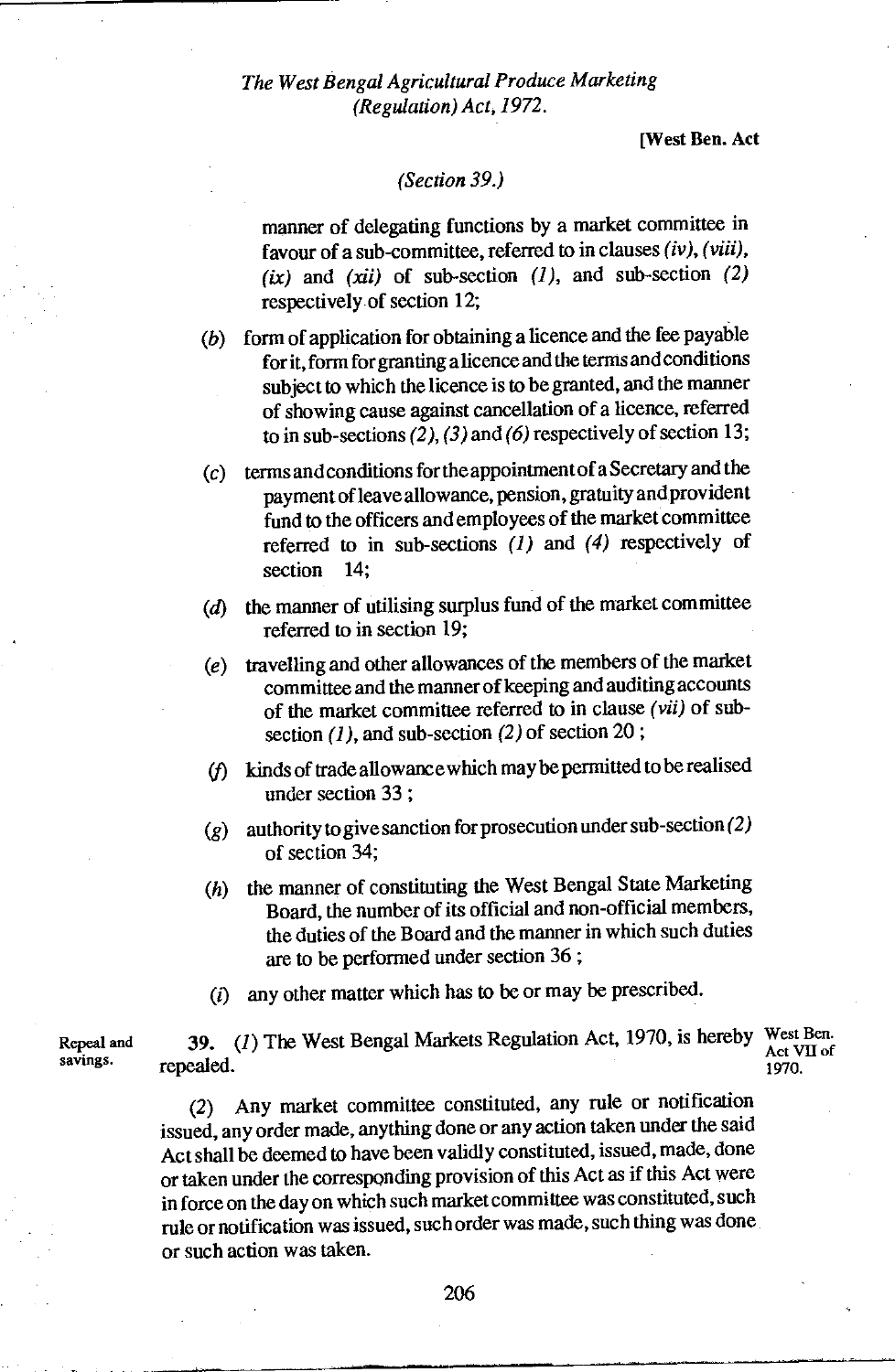(Section 39.)

manner of delegating functions by a market committee in favour of a sub-committee, referred to in clauses *(iv)*, *(viii)*, *(ix)* and *(xii)* of sub-section *(1)*, and sub-section *(2)* respectively of section 12;

*(b)* form of application for obtaining a licence and the fee payable for it, form for granting a licence and the terms and conditions subject to which the licence is to be granted, and the manner of showing cause against cancellation of a licence, referred to in sub-sections *(2)*, *(3)* and *(6)* respectively of section 13;

*(c)* terms and conditions for the appointment of a Secretary and the payment of leave allowance, pension, gratuity and provident fund to the officers and employees of the market committee referred to in sub-sections *(1)* and *(4)* respectively of section 14;

*(d)* the manner of utilising surplus fund of the market committee referred to in section 19;

*(e)* travelling and other allowances of the members of the market committee and the manner of keeping and auditing accounts of the market committee referred to in clause *(vii)* of sub-section *(1)*, and sub-section *(2)* of section 20 ;

*(f)* kinds of trade allowance which may be permitted to be realised under section 33 ;

*(g)* authority to give sanction for prosecution under sub-section *(2)* of section 34;

*(h)* the manner of constituting the West Bengal State Marketing Board, the number of its official and non-official members, the duties of the Board and the manner in which such duties are to be performed under section 36 ;

*(i)* any other matter which has to be or may be prescribed.

Repeal and savings.

**39.** *(1)* The West Bengal Markets Regulation Act, 1970, is hereby repealed.

West Ben. Act VII of 1970.

(2) Any market committee constituted, any rule or notification issued, any order made, anything done or any action taken under the said Act shall be deemed to have been validly constituted, issued, made, done or taken under the corresponding provision of this Act as if this Act were in force on the day on which such market committee was constituted, such rule or notification was issued, such order was made, such thing was done or such action was taken.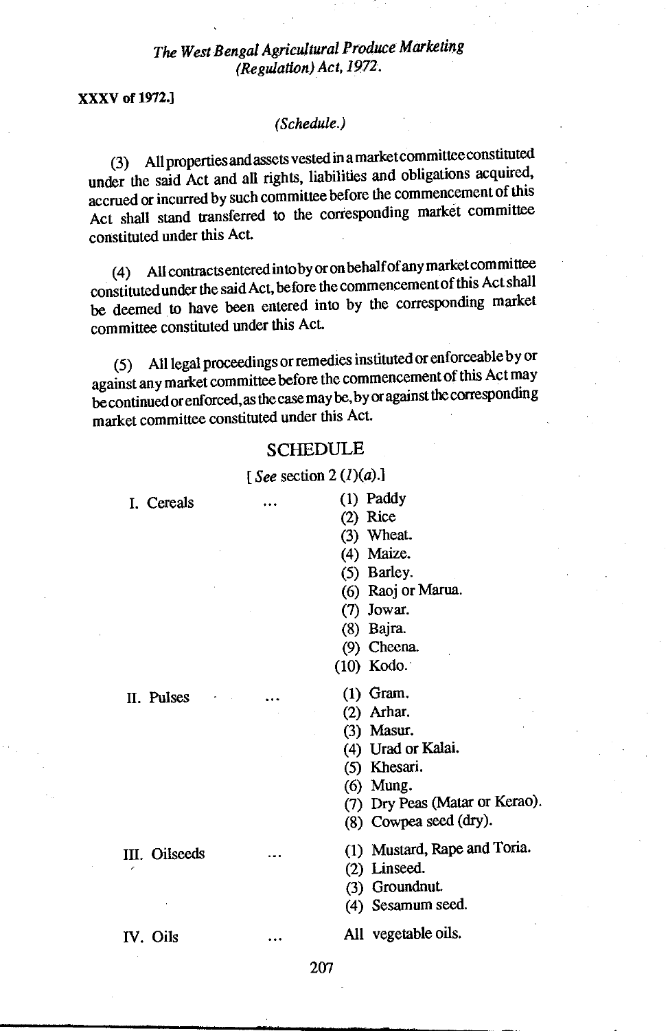XXXV of 1972.]

*(Schedule.)*

(3) All properties and assets vested in a market committee constituted under the said Act and all rights, liabilities and obligations acquired, accrued or incurred by such committee before the commencement of this Act shall stand transferred to the corresponding market committee constituted under this Act.

(4) All contracts entered into by or on behalf of any market committee constituted under the said Act, before the commencement of this Act shall be deemed to have been entered into by the corresponding market committee constituted under this Act.

(5) All legal proceedings or remedies instituted or enforceable by or against any market committee before the commencement of this Act may be continued or enforced, as the case may be, by or against the corresponding market committee constituted under this Act.

## SCHEDULE

[*See* section 2 (*1*)(*a*).]

I. Cereals ... (1) Paddy
(2) Rice
(3) Wheat.
(4) Maize.
(5) Barley.
(6) Raoj or Marua.
(7) Jowar.
(8) Bajra.
(9) Cheena.
(10) Kodo.

II. Pulses ... (1) Gram.
(2) Arhar.
(3) Masur.
(4) Urad or Kalai.
(5) Khesari.
(6) Mung.
(7) Dry Peas (Matar or Kerao).
(8) Cowpea seed (dry).

III. Oilseeds ... (1) Mustard, Rape and Toria.
(2) Linseed.
(3) Groundnut.
(4) Sesamum seed.

IV. Oils ... All vegetable oils.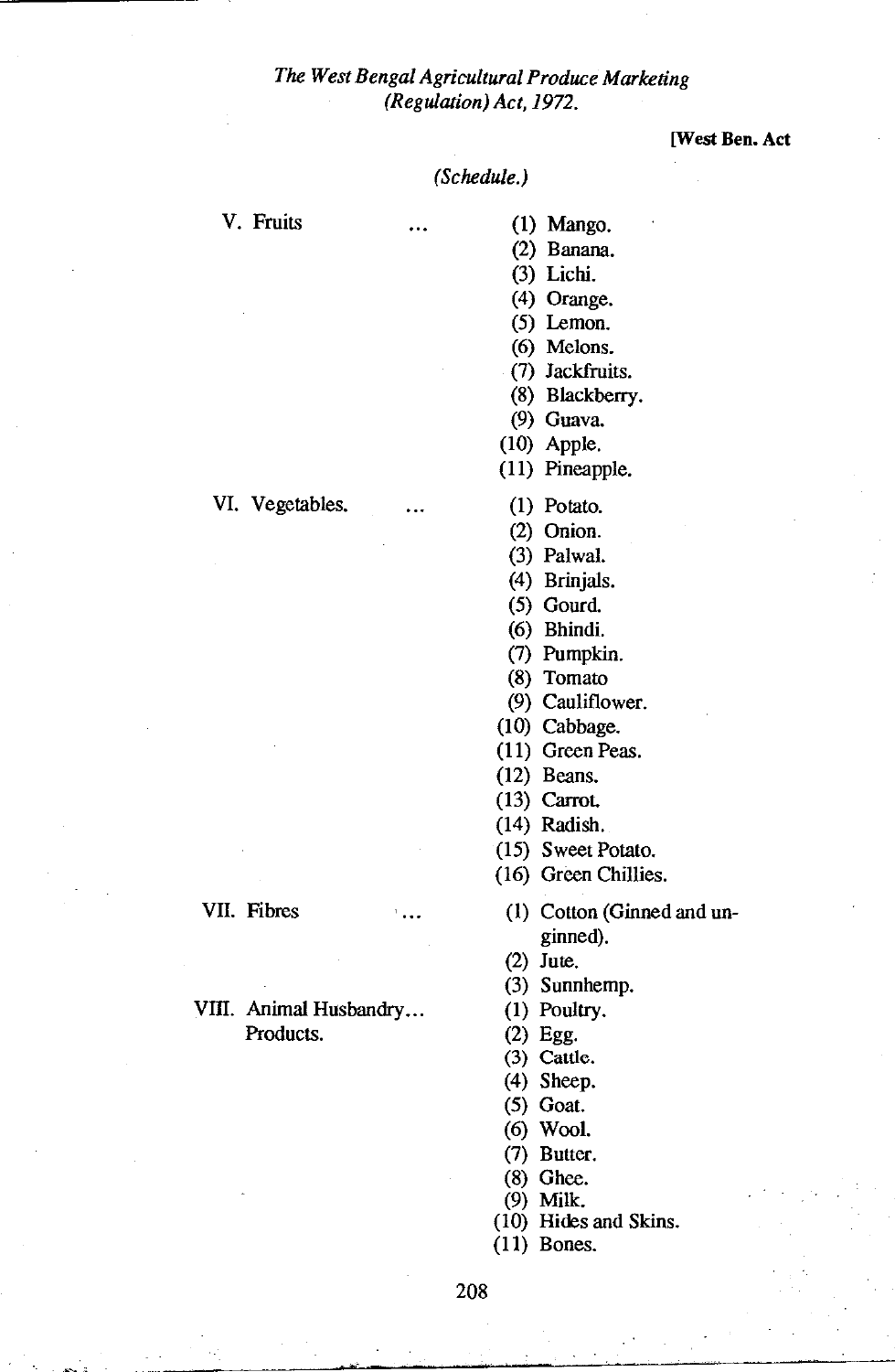*(Schedule.)*

| | |
|---|---|
| V. Fruits ... | (1) Mango. |
| | (2) Banana. |
| | (3) Lichi. |
| | (4) Orange. |
| | (5) Lemon. |
| | (6) Melons. |
| | (7) Jackfruits. |
| | (8) Blackberry. |
| | (9) Guava. |
| | (10) Apple. |
| | (11) Pineapple. |
| VI. Vegetables. ... | (1) Potato. |
| | (2) Onion. |
| | (3) Palwal. |
| | (4) Brinjals. |
| | (5) Gourd. |
| | (6) Bhindi. |
| | (7) Pumpkin. |
| | (8) Tomato |
| | (9) Cauliflower. |
| | (10) Cabbage. |
| | (11) Green Peas. |
| | (12) Beans. |
| | (13) Carrot. |
| | (14) Radish. |
| | (15) Sweet Potato. |
| | (16) Green Chillies. |
| VII. Fibres ... | (1) Cotton (Ginned and unginned). |
| | (2) Jute. |
| | (3) Sunnhemp. |
| VIII. Animal Husbandry... Products. | (1) Poultry. |
| | (2) Egg. |
| | (3) Cattle. |
| | (4) Sheep. |
| | (5) Goat. |
| | (6) Wool. |
| | (7) Butter. |
| | (8) Ghee. |
| | (9) Milk. |
| | (10) Hides and Skins. |
| | (11) Bones. |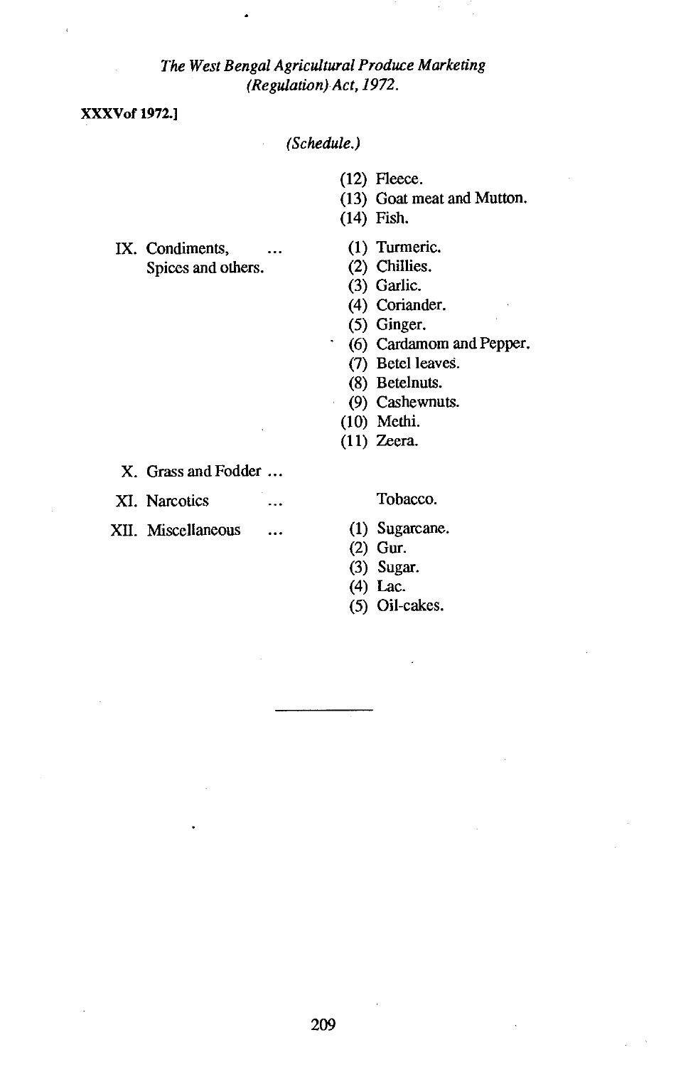*(Schedule.)*

| | |
|---|---|
| | (12) Fleece. |
| | (13) Goat meat and Mutton. |
| | (14) Fish. |
| IX. Condiments, Spices and others. ... | (1) Turmeric. |
| | (2) Chillies. |
| | (3) Garlic. |
| | (4) Coriander. |
| | (5) Ginger. |
| | (6) Cardamom and Pepper. |
| | (7) Betel leaves. |
| | (8) Betelnuts. |
| | (9) Cashewnuts. |
| | (10) Methi. |
| | (11) Zeera. |
| X. Grass and Fodder ... | |
| XI. Narcotics ... | Tobacco. |
| XII. Miscellaneous ... | (1) Sugarcane. |
| | (2) Gur. |
| | (3) Sugar. |
| | (4) Lac. |
| | (5) Oil-cakes. |